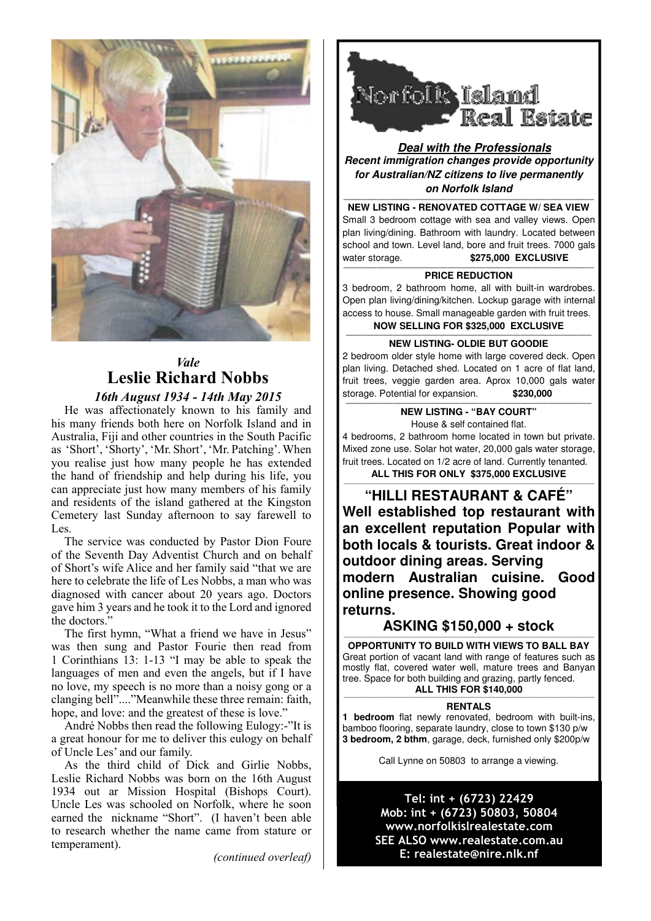*Vale*

# Leslie Richard Nobbs

***16th August 1934 - 14th May 2015***

He was affectionately known to his family and his many friends both here on Norfolk Island and in Australia, Fiji and other countries in the South Pacific as 'Short', 'Shorty', 'Mr. Short', 'Mr. Patching'. When you realise just how many people he has extended the hand of friendship and help during his life, you can appreciate just how many members of his family and residents of the island gathered at the Kingston Cemetery last Sunday afternoon to say farewell to Les.

The service was conducted by Pastor Dion Foure of the Seventh Day Adventist Church and on behalf of Short's wife Alice and her family said "that we are here to celebrate the life of Les Nobbs, a man who was diagnosed with cancer about 20 years ago. Doctors gave him 3 years and he took it to the Lord and ignored the doctors."

The first hymn, "What a friend we have in Jesus" was then sung and Pastor Fourie then read from 1 Corinthians 13: 1-13 "I may be able to speak the languages of men and even the angels, but if I have no love, my speech is no more than a noisy gong or a clanging bell"...."Meanwhile these three remain: faith, hope, and love: and the greatest of these is love."

André Nobbs then read the following Eulogy:-"It is a great honour for me to deliver this eulogy on behalf of Uncle Les' and our family.

As the third child of Dick and Girlie Nobbs, Leslie Richard Nobbs was born on the 16th August 1934 out ar Mission Hospital (Bishops Court). Uncle Les was schooled on Norfolk, where he soon earned the nickname "Short". (I haven't been able to research whether the name came from stature or temperament).

*(continued overleaf)*

---

## Norfolk Island Real Estate

***Deal with the Professionals***

***Recent immigration changes provide opportunity for Australian/NZ citizens to live permanently on Norfolk Island***

**NEW LISTING - RENOVATED COTTAGE W/ SEA VIEW**

Small 3 bedroom cottage with sea and valley views. Open plan living/dining. Bathroom with laundry. Located between school and town. Level land, bore and fruit trees. 7000 gals water storage. **$275,000 EXCLUSIVE**

**PRICE REDUCTION**

3 bedroom, 2 bathroom home, all with built-in wardrobes. Open plan living/dining/kitchen. Lockup garage with internal access to house. Small manageable garden with fruit trees.

**NOW SELLING FOR $325,000 EXCLUSIVE**

**NEW LISTING- OLDIE BUT GOODIE**

2 bedroom older style home with large covered deck. Open plan living. Detached shed. Located on 1 acre of flat land, fruit trees, veggie garden area. Aprox 10,000 gals water storage. Potential for expansion. **$230,000**

**NEW LISTING - "BAY COURT"**

House & self contained flat.

4 bedrooms, 2 bathroom home located in town but private. Mixed zone use. Solar hot water, 20,000 gals water storage, fruit trees. Located on 1/2 acre of land. Currently tenanted.

**ALL THIS FOR ONLY $375,000 EXCLUSIVE**

**"HILLI RESTAURANT & CAFÉ"**

**Well established top restaurant with an excellent reputation Popular with both locals & tourists. Great indoor & outdoor dining areas. Serving modern Australian cuisine. Good online presence. Showing good returns.**

**ASKING $150,000 + stock**

**OPPORTUNITY TO BUILD WITH VIEWS TO BALL BAY**

Great portion of vacant land with range of features such as mostly flat, covered water well, mature trees and Banyan tree. Space for both building and grazing, partly fenced.

**ALL THIS FOR $140,000**

**RENTALS**

**1 bedroom** flat newly renovated, bedroom with built-ins, bamboo flooring, separate laundry, close to town $130 p/w

**3 bedroom, 2 bthm**, garage, deck, furnished only $200p/w

Call Lynne on 50803 to arrange a viewing.

**Tel: int + (6723) 22429**
**Mob: int + (6723) 50803, 50804**
**www.norfolkislrealestate.com**
**SEE ALSO www.realestate.com.au**
**E: realestate@nire.nlk.nf**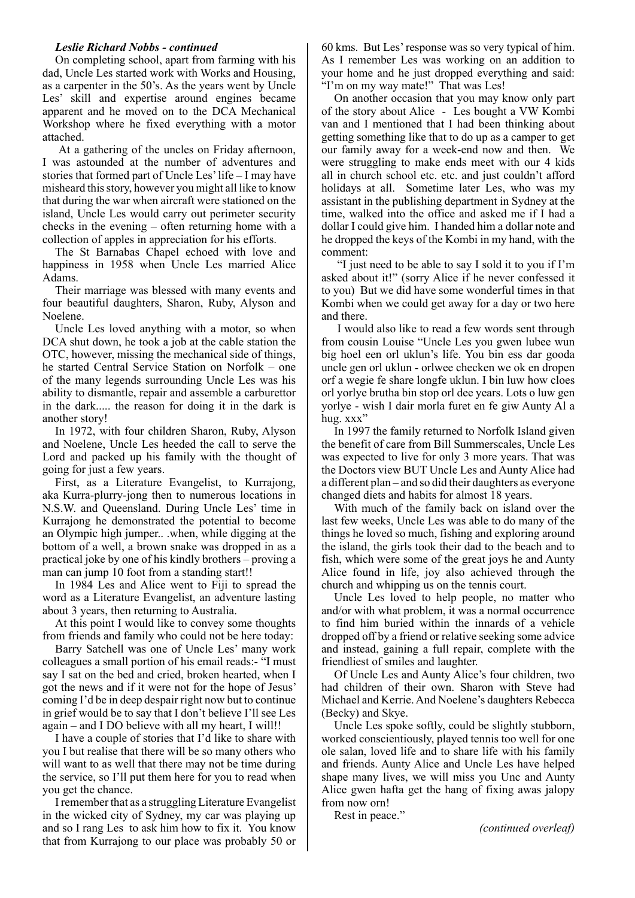***Leslie Richard Nobbs - continued***

On completing school, apart from farming with his dad, Uncle Les started work with Works and Housing, as a carpenter in the 50's. As the years went by Uncle Les' skill and expertise around engines became apparent and he moved on to the DCA Mechanical Workshop where he fixed everything with a motor attached.

At a gathering of the uncles on Friday afternoon, I was astounded at the number of adventures and stories that formed part of Uncle Les' life – I may have misheard this story, however you might all like to know that during the war when aircraft were stationed on the island, Uncle Les would carry out perimeter security checks in the evening – often returning home with a collection of apples in appreciation for his efforts.

The St Barnabas Chapel echoed with love and happiness in 1958 when Uncle Les married Alice Adams.

Their marriage was blessed with many events and four beautiful daughters, Sharon, Ruby, Alyson and Noelene.

Uncle Les loved anything with a motor, so when DCA shut down, he took a job at the cable station the OTC, however, missing the mechanical side of things, he started Central Service Station on Norfolk – one of the many legends surrounding Uncle Les was his ability to dismantle, repair and assemble a carburettor in the dark..... the reason for doing it in the dark is another story!

In 1972, with four children Sharon, Ruby, Alyson and Noelene, Uncle Les heeded the call to serve the Lord and packed up his family with the thought of going for just a few years.

First, as a Literature Evangelist, to Kurrajong, aka Kurra-plurry-jong then to numerous locations in N.S.W. and Queensland. During Uncle Les' time in Kurrajong he demonstrated the potential to become an Olympic high jumper.. .when, while digging at the bottom of a well, a brown snake was dropped in as a practical joke by one of his kindly brothers – proving a man can jump 10 foot from a standing start!!

In 1984 Les and Alice went to Fiji to spread the word as a Literature Evangelist, an adventure lasting about 3 years, then returning to Australia.

At this point I would like to convey some thoughts from friends and family who could not be here today:

Barry Satchell was one of Uncle Les' many work colleagues a small portion of his email reads:- "I must say I sat on the bed and cried, broken hearted, when I got the news and if it were not for the hope of Jesus' coming I'd be in deep despair right now but to continue in grief would be to say that I don't believe I'll see Les again – and I DO believe with all my heart, I will!!

I have a couple of stories that I'd like to share with you I but realise that there will be so many others who will want to as well that there may not be time during the service, so I'll put them here for you to read when you get the chance.

I remember that as a struggling Literature Evangelist in the wicked city of Sydney, my car was playing up and so I rang Les to ask him how to fix it. You know that from Kurrajong to our place was probably 50 or 60 kms. But Les' response was so very typical of him. As I remember Les was working on an addition to your home and he just dropped everything and said: "I'm on my way mate!" That was Les!

On another occasion that you may know only part of the story about Alice - Les bought a VW Kombi van and I mentioned that I had been thinking about getting something like that to do up as a camper to get our family away for a week-end now and then. We were struggling to make ends meet with our 4 kids all in church school etc. etc. and just couldn't afford holidays at all. Sometime later Les, who was my assistant in the publishing department in Sydney at the time, walked into the office and asked me if I had a dollar I could give him. I handed him a dollar note and he dropped the keys of the Kombi in my hand, with the comment:

"I just need to be able to say I sold it to you if I'm asked about it!" (sorry Alice if he never confessed it to you) But we did have some wonderful times in that Kombi when we could get away for a day or two here and there.

I would also like to read a few words sent through from cousin Louise "Uncle Les you gwen lubee wun big hoel een orl uklun's life. You bin ess dar gooda uncle gen orl uklun - orlwee checken we ok en dropen orf a wegie fe share longfe uklun. I bin luw how cloes orl yorlye brutha bin stop orl dee years. Lots o luw gen yorlye - wish I dair morla furet en fe giw Aunty Al a hug. xxx"

In 1997 the family returned to Norfolk Island given the benefit of care from Bill Summerscales, Uncle Les was expected to live for only 3 more years. That was the Doctors view BUT Uncle Les and Aunty Alice had a different plan – and so did their daughters as everyone changed diets and habits for almost 18 years.

With much of the family back on island over the last few weeks, Uncle Les was able to do many of the things he loved so much, fishing and exploring around the island, the girls took their dad to the beach and to fish, which were some of the great joys he and Aunty Alice found in life, joy also achieved through the church and whipping us on the tennis court.

Uncle Les loved to help people, no matter who and/or with what problem, it was a normal occurrence to find him buried within the innards of a vehicle dropped off by a friend or relative seeking some advice and instead, gaining a full repair, complete with the friendliest of smiles and laughter.

Of Uncle Les and Aunty Alice's four children, two had children of their own. Sharon with Steve had Michael and Kerrie. And Noelene's daughters Rebecca (Becky) and Skye.

Uncle Les spoke softly, could be slightly stubborn, worked conscientiously, played tennis too well for one ole salan, loved life and to share life with his family and friends. Aunty Alice and Uncle Les have helped shape many lives, we will miss you Unc and Aunty Alice gwen hafta get the hang of fixing awas jalopy from now orn!

Rest in peace."

*(continued overleaf)*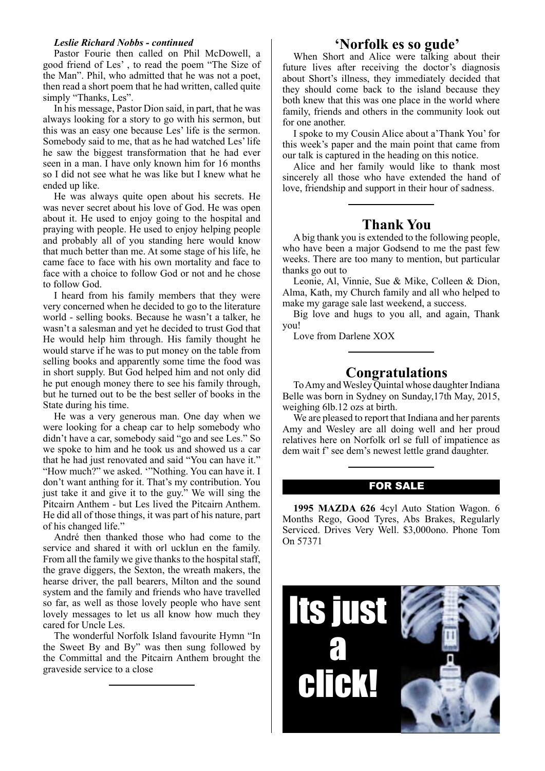***Leslie Richard Nobbs - continued***

Pastor Fourie then called on Phil McDowell, a good friend of Les' , to read the poem "The Size of the Man". Phil, who admitted that he was not a poet, then read a short poem that he had written, called quite simply "Thanks, Les".

In his message, Pastor Dion said, in part, that he was always looking for a story to go with his sermon, but this was an easy one because Les' life is the sermon. Somebody said to me, that as he had watched Les' life he saw the biggest transformation that he had ever seen in a man. I have only known him for 16 months so I did not see what he was like but I knew what he ended up like.

He was always quite open about his secrets. He was never secret about his love of God. He was open about it. He used to enjoy going to the hospital and praying with people. He used to enjoy helping people and probably all of you standing here would know that much better than me. At some stage of his life, he came face to face with his own mortality and face to face with a choice to follow God or not and he chose to follow God.

I heard from his family members that they were very concerned when he decided to go to the literature world - selling books. Because he wasn't a talker, he wasn't a salesman and yet he decided to trust God that He would help him through. His family thought he would starve if he was to put money on the table from selling books and apparently some time the food was in short supply. But God helped him and not only did he put enough money there to see his family through, but he turned out to be the best seller of books in the State during his time.

He was a very generous man. One day when we were looking for a cheap car to help somebody who didn't have a car, somebody said "go and see Les." So we spoke to him and he took us and showed us a car that he had just renovated and said "You can have it." "How much?" we asked. '"Nothing. You can have it. I don't want anthing for it. That's my contribution. You just take it and give it to the guy." We will sing the Pitcairn Anthem - but Les lived the Pitcairn Anthem. He did all of those things, it was part of his nature, part of his changed life."

André then thanked those who had come to the service and shared it with orl ucklun en the family. From all the family we give thanks to the hospital staff, the grave diggers, the Sexton, the wreath makers, the hearse driver, the pall bearers, Milton and the sound system and the family and friends who have travelled so far, as well as those lovely people who have sent lovely messages to let us all know how much they cared for Uncle Les.

The wonderful Norfolk Island favourite Hymn "In the Sweet By and By" was then sung followed by the Committal and the Pitcairn Anthem brought the graveside service to a close

## 'Norfolk es so gude'

When Short and Alice were talking about their future lives after receiving the doctor's diagnosis about Short's illness, they immediately decided that they should come back to the island because they both knew that this was one place in the world where family, friends and others in the community look out for one another.

I spoke to my Cousin Alice about a'Thank You' for this week's paper and the main point that came from our talk is captured in the heading on this notice.

Alice and her family would like to thank most sincerely all those who have extended the hand of love, friendship and support in their hour of sadness.

## Thank You

A big thank you is extended to the following people, who have been a major Godsend to me the past few weeks. There are too many to mention, but particular thanks go out to

Leonie, Al, Vinnie, Sue & Mike, Colleen & Dion, Alma, Kath, my Church family and all who helped to make my garage sale last weekend, a success.

Big love and hugs to you all, and again, Thank you!

Love from Darlene XOX

## Congratulations

To Amy and Wesley Quintal whose daughter Indiana Belle was born in Sydney on Sunday,17th May, 2015, weighing 6lb.12 ozs at birth.

We are pleased to report that Indiana and her parents Amy and Wesley are all doing well and her proud relatives here on Norfolk orl se full of impatience as dem wait f' see dem's newest lettle grand daughter.

## FOR SALE

**1995 MAZDA 626** 4cyl Auto Station Wagon. 6 Months Rego, Good Tyres, Abs Brakes, Regularly Serviced. Drives Very Well. $3,000ono. Phone Tom On 57371

Its just a click!